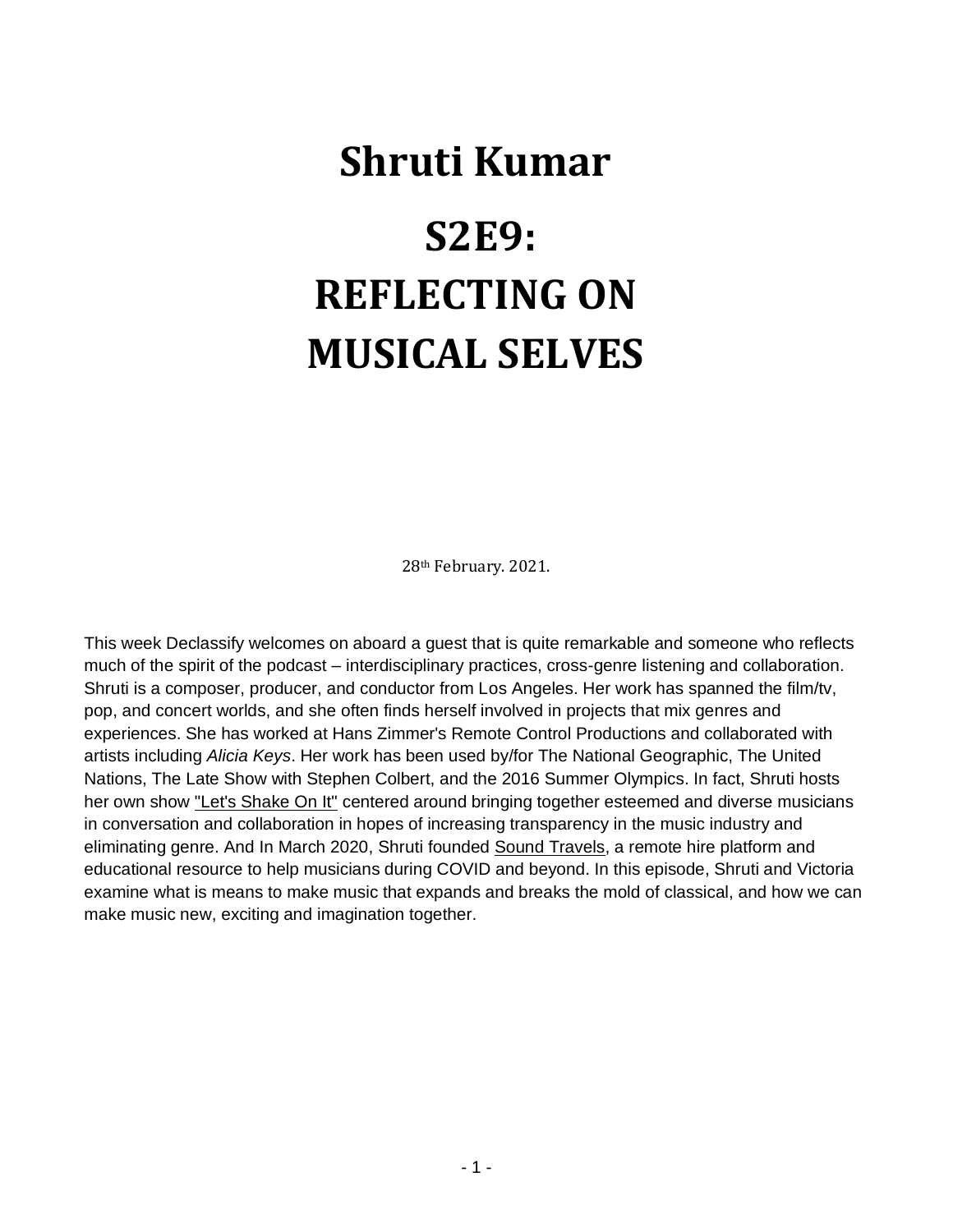# Shruti Kumar

# S2E9: REFLECTING ON MUSICAL SELVES

28th February. 2021.

This week Declassify welcomes on aboard a guest that is quite remarkable and someone who reflects much of the spirit of the podcast – interdisciplinary practices, cross-genre listening and collaboration. Shruti is a composer, producer, and conductor from Los Angeles. Her work has spanned the film/tv, pop, and concert worlds, and she often finds herself involved in projects that mix genres and experiences. She has worked at Hans Zimmer's Remote Control Productions and collaborated with artists including *Alicia Keys*. Her work has been used by/for The National Geographic, The United Nations, The Late Show with Stephen Colbert, and the 2016 Summer Olympics. In fact, Shruti hosts her own show "Let's Shake On It" centered around bringing together esteemed and diverse musicians in conversation and collaboration in hopes of increasing transparency in the music industry and eliminating genre. And In March 2020, Shruti founded Sound Travels, a remote hire platform and educational resource to help musicians during COVID and beyond. In this episode, Shruti and Victoria examine what is means to make music that expands and breaks the mold of classical, and how we can make music new, exciting and imagination together.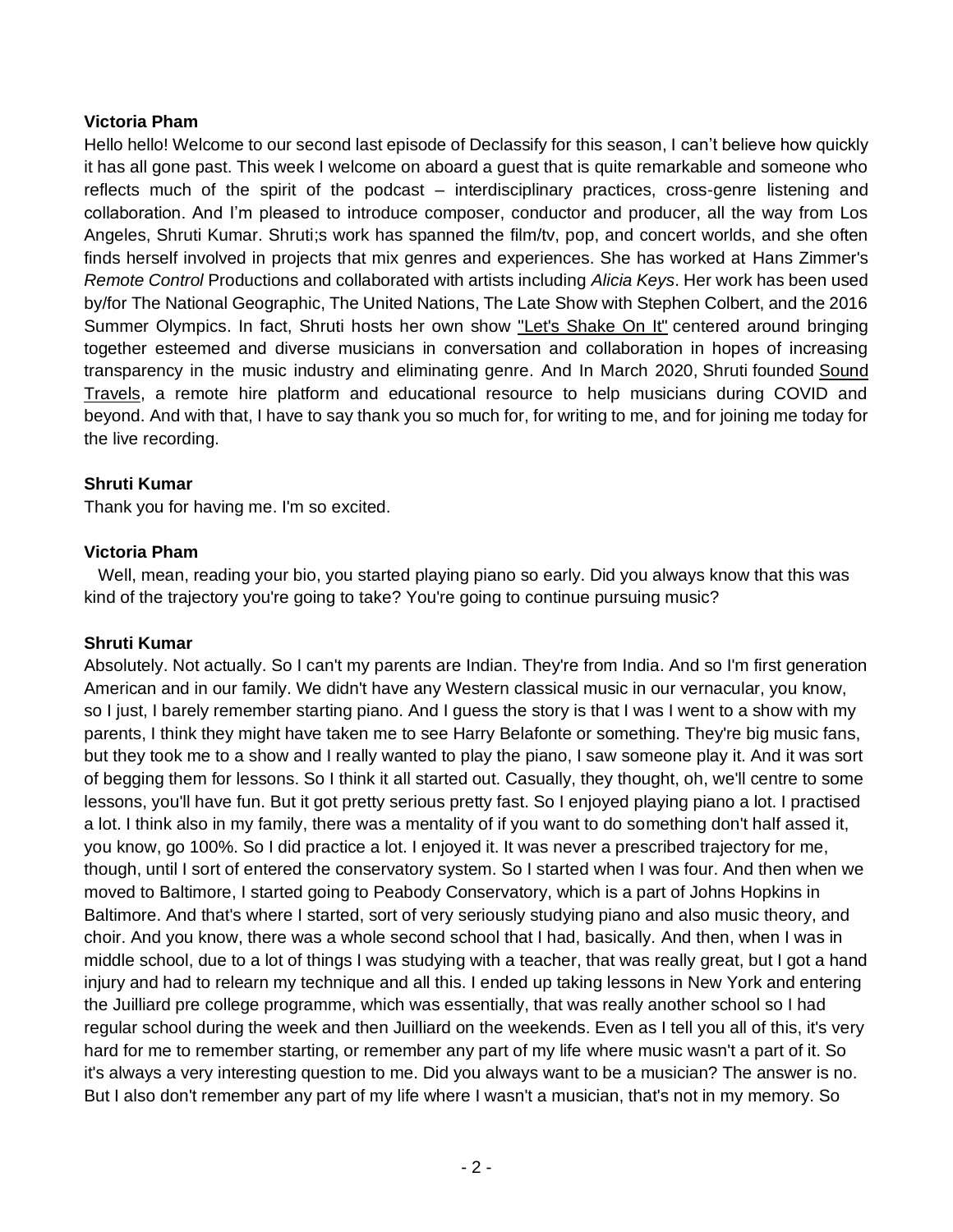**Victoria Pham**

Hello hello! Welcome to our second last episode of Declassify for this season, I can't believe how quickly it has all gone past. This week I welcome on aboard a guest that is quite remarkable and someone who reflects much of the spirit of the podcast – interdisciplinary practices, cross-genre listening and collaboration. And I'm pleased to introduce composer, conductor and producer, all the way from Los Angeles, Shruti Kumar. Shruti;s work has spanned the film/tv, pop, and concert worlds, and she often finds herself involved in projects that mix genres and experiences. She has worked at Hans Zimmer's *Remote Control* Productions and collaborated with artists including *Alicia Keys*. Her work has been used by/for The National Geographic, The United Nations, The Late Show with Stephen Colbert, and the 2016 Summer Olympics. In fact, Shruti hosts her own show "Let's Shake On It" centered around bringing together esteemed and diverse musicians in conversation and collaboration in hopes of increasing transparency in the music industry and eliminating genre. And In March 2020, Shruti founded Sound Travels, a remote hire platform and educational resource to help musicians during COVID and beyond. And with that, I have to say thank you so much for, for writing to me, and for joining me today for the live recording.

**Shruti Kumar**

Thank you for having me. I'm so excited.

**Victoria Pham**

Well, mean, reading your bio, you started playing piano so early. Did you always know that this was kind of the trajectory you're going to take? You're going to continue pursuing music?

**Shruti Kumar**

Absolutely. Not actually. So I can't my parents are Indian. They're from India. And so I'm first generation American and in our family. We didn't have any Western classical music in our vernacular, you know, so I just, I barely remember starting piano. And I guess the story is that I was I went to a show with my parents, I think they might have taken me to see Harry Belafonte or something. They're big music fans, but they took me to a show and I really wanted to play the piano, I saw someone play it. And it was sort of begging them for lessons. So I think it all started out. Casually, they thought, oh, we'll centre to some lessons, you'll have fun. But it got pretty serious pretty fast. So I enjoyed playing piano a lot. I practised a lot. I think also in my family, there was a mentality of if you want to do something don't half assed it, you know, go 100%. So I did practice a lot. I enjoyed it. It was never a prescribed trajectory for me, though, until I sort of entered the conservatory system. So I started when I was four. And then when we moved to Baltimore, I started going to Peabody Conservatory, which is a part of Johns Hopkins in Baltimore. And that's where I started, sort of very seriously studying piano and also music theory, and choir. And you know, there was a whole second school that I had, basically. And then, when I was in middle school, due to a lot of things I was studying with a teacher, that was really great, but I got a hand injury and had to relearn my technique and all this. I ended up taking lessons in New York and entering the Juilliard pre college programme, which was essentially, that was really another school so I had regular school during the week and then Juilliard on the weekends. Even as I tell you all of this, it's very hard for me to remember starting, or remember any part of my life where music wasn't a part of it. So it's always a very interesting question to me. Did you always want to be a musician? The answer is no. But I also don't remember any part of my life where I wasn't a musician, that's not in my memory. So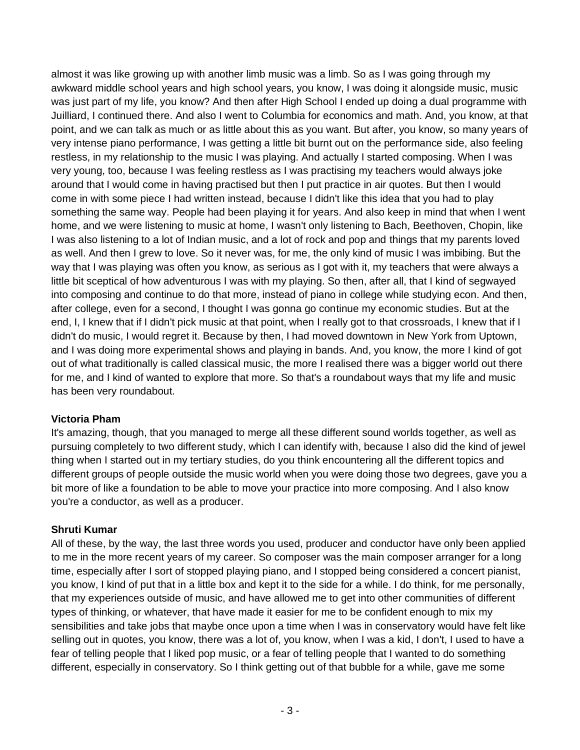almost it was like growing up with another limb music was a limb. So as I was going through my awkward middle school years and high school years, you know, I was doing it alongside music, music was just part of my life, you know? And then after High School I ended up doing a dual programme with Juilliard, I continued there. And also I went to Columbia for economics and math. And, you know, at that point, and we can talk as much or as little about this as you want. But after, you know, so many years of very intense piano performance, I was getting a little bit burnt out on the performance side, also feeling restless, in my relationship to the music I was playing. And actually I started composing. When I was very young, too, because I was feeling restless as I was practising my teachers would always joke around that I would come in having practised but then I put practice in air quotes. But then I would come in with some piece I had written instead, because I didn't like this idea that you had to play something the same way. People had been playing it for years. And also keep in mind that when I went home, and we were listening to music at home, I wasn't only listening to Bach, Beethoven, Chopin, like I was also listening to a lot of Indian music, and a lot of rock and pop and things that my parents loved as well. And then I grew to love. So it never was, for me, the only kind of music I was imbibing. But the way that I was playing was often you know, as serious as I got with it, my teachers that were always a little bit sceptical of how adventurous I was with my playing. So then, after all, that I kind of segwayed into composing and continue to do that more, instead of piano in college while studying econ. And then, after college, even for a second, I thought I was gonna go continue my economic studies. But at the end, I, I knew that if I didn't pick music at that point, when I really got to that crossroads, I knew that if I didn't do music, I would regret it. Because by then, I had moved downtown in New York from Uptown, and I was doing more experimental shows and playing in bands. And, you know, the more I kind of got out of what traditionally is called classical music, the more I realised there was a bigger world out there for me, and I kind of wanted to explore that more. So that's a roundabout ways that my life and music has been very roundabout.

**Victoria Pham**
It's amazing, though, that you managed to merge all these different sound worlds together, as well as pursuing completely to two different study, which I can identify with, because I also did the kind of jewel thing when I started out in my tertiary studies, do you think encountering all the different topics and different groups of people outside the music world when you were doing those two degrees, gave you a bit more of like a foundation to be able to move your practice into more composing. And I also know you're a conductor, as well as a producer.

**Shruti Kumar**
All of these, by the way, the last three words you used, producer and conductor have only been applied to me in the more recent years of my career. So composer was the main composer arranger for a long time, especially after I sort of stopped playing piano, and I stopped being considered a concert pianist, you know, I kind of put that in a little box and kept it to the side for a while. I do think, for me personally, that my experiences outside of music, and have allowed me to get into other communities of different types of thinking, or whatever, that have made it easier for me to be confident enough to mix my sensibilities and take jobs that maybe once upon a time when I was in conservatory would have felt like selling out in quotes, you know, there was a lot of, you know, when I was a kid, I don't, I used to have a fear of telling people that I liked pop music, or a fear of telling people that I wanted to do something different, especially in conservatory. So I think getting out of that bubble for a while, gave me some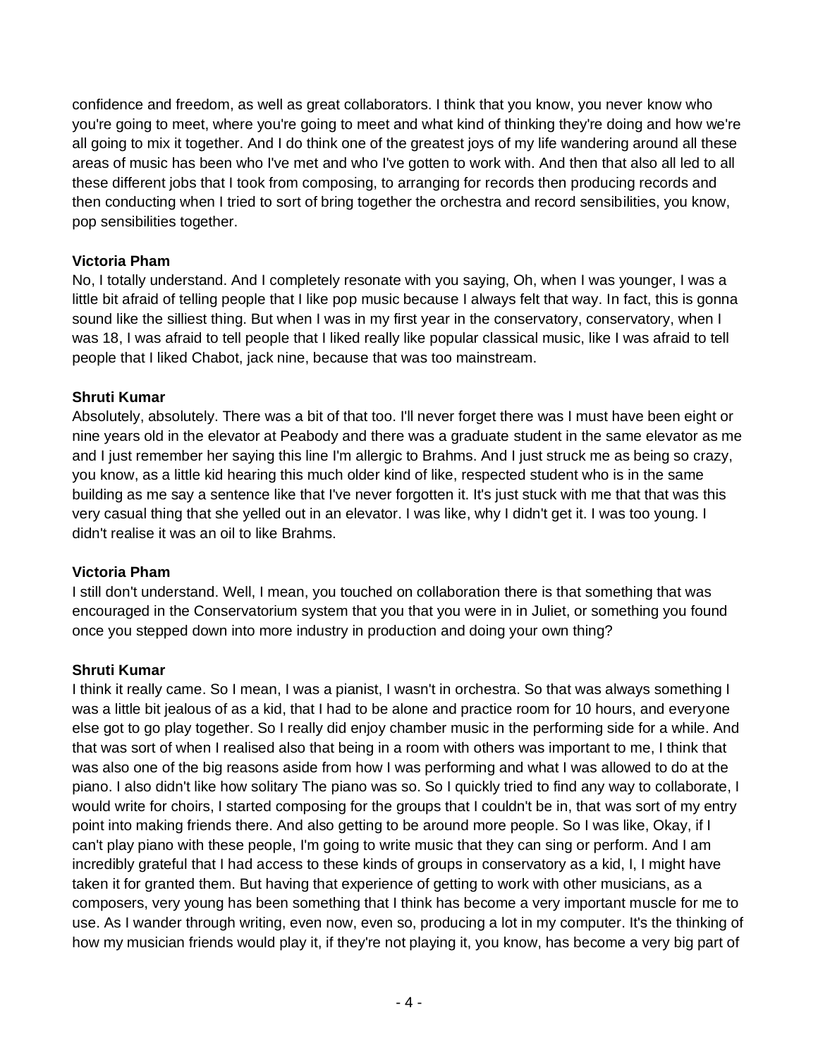confidence and freedom, as well as great collaborators. I think that you know, you never know who you're going to meet, where you're going to meet and what kind of thinking they're doing and how we're all going to mix it together. And I do think one of the greatest joys of my life wandering around all these areas of music has been who I've met and who I've gotten to work with. And then that also all led to all these different jobs that I took from composing, to arranging for records then producing records and then conducting when I tried to sort of bring together the orchestra and record sensibilities, you know, pop sensibilities together.

**Victoria Pham**
No, I totally understand. And I completely resonate with you saying, Oh, when I was younger, I was a little bit afraid of telling people that I like pop music because I always felt that way. In fact, this is gonna sound like the silliest thing. But when I was in my first year in the conservatory, conservatory, when I was 18, I was afraid to tell people that I liked really like popular classical music, like I was afraid to tell people that I liked Chabot, jack nine, because that was too mainstream.

**Shruti Kumar**
Absolutely, absolutely. There was a bit of that too. I'll never forget there was I must have been eight or nine years old in the elevator at Peabody and there was a graduate student in the same elevator as me and I just remember her saying this line I'm allergic to Brahms. And I just struck me as being so crazy, you know, as a little kid hearing this much older kind of like, respected student who is in the same building as me say a sentence like that I've never forgotten it. It's just stuck with me that that was this very casual thing that she yelled out in an elevator. I was like, why I didn't get it. I was too young. I didn't realise it was an oil to like Brahms.

**Victoria Pham**
I still don't understand. Well, I mean, you touched on collaboration there is that something that was encouraged in the Conservatorium system that you that you were in in Juliet, or something you found once you stepped down into more industry in production and doing your own thing?

**Shruti Kumar**
I think it really came. So I mean, I was a pianist, I wasn't in orchestra. So that was always something I was a little bit jealous of as a kid, that I had to be alone and practice room for 10 hours, and everyone else got to go play together. So I really did enjoy chamber music in the performing side for a while. And that was sort of when I realised also that being in a room with others was important to me, I think that was also one of the big reasons aside from how I was performing and what I was allowed to do at the piano. I also didn't like how solitary The piano was so. So I quickly tried to find any way to collaborate, I would write for choirs, I started composing for the groups that I couldn't be in, that was sort of my entry point into making friends there. And also getting to be around more people. So I was like, Okay, if I can't play piano with these people, I'm going to write music that they can sing or perform. And I am incredibly grateful that I had access to these kinds of groups in conservatory as a kid, I, I might have taken it for granted them. But having that experience of getting to work with other musicians, as a composers, very young has been something that I think has become a very important muscle for me to use. As I wander through writing, even now, even so, producing a lot in my computer. It's the thinking of how my musician friends would play it, if they're not playing it, you know, has become a very big part of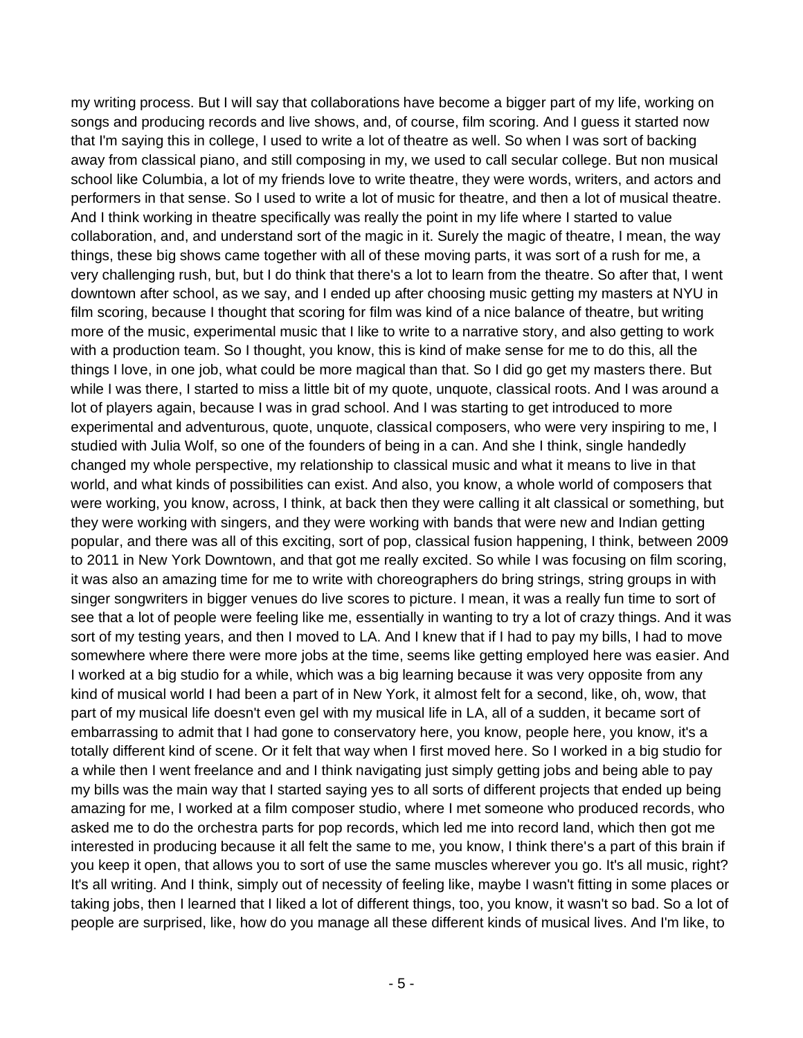my writing process. But I will say that collaborations have become a bigger part of my life, working on songs and producing records and live shows, and, of course, film scoring. And I guess it started now that I'm saying this in college, I used to write a lot of theatre as well. So when I was sort of backing away from classical piano, and still composing in my, we used to call secular college. But non musical school like Columbia, a lot of my friends love to write theatre, they were words, writers, and actors and performers in that sense. So I used to write a lot of music for theatre, and then a lot of musical theatre. And I think working in theatre specifically was really the point in my life where I started to value collaboration, and, and understand sort of the magic in it. Surely the magic of theatre, I mean, the way things, these big shows came together with all of these moving parts, it was sort of a rush for me, a very challenging rush, but, but I do think that there's a lot to learn from the theatre. So after that, I went downtown after school, as we say, and I ended up after choosing music getting my masters at NYU in film scoring, because I thought that scoring for film was kind of a nice balance of theatre, but writing more of the music, experimental music that I like to write to a narrative story, and also getting to work with a production team. So I thought, you know, this is kind of make sense for me to do this, all the things I love, in one job, what could be more magical than that. So I did go get my masters there. But while I was there, I started to miss a little bit of my quote, unquote, classical roots. And I was around a lot of players again, because I was in grad school. And I was starting to get introduced to more experimental and adventurous, quote, unquote, classical composers, who were very inspiring to me, I studied with Julia Wolf, so one of the founders of being in a can. And she I think, single handedly changed my whole perspective, my relationship to classical music and what it means to live in that world, and what kinds of possibilities can exist. And also, you know, a whole world of composers that were working, you know, across, I think, at back then they were calling it alt classical or something, but they were working with singers, and they were working with bands that were new and Indian getting popular, and there was all of this exciting, sort of pop, classical fusion happening, I think, between 2009 to 2011 in New York Downtown, and that got me really excited. So while I was focusing on film scoring, it was also an amazing time for me to write with choreographers do bring strings, string groups in with singer songwriters in bigger venues do live scores to picture. I mean, it was a really fun time to sort of see that a lot of people were feeling like me, essentially in wanting to try a lot of crazy things. And it was sort of my testing years, and then I moved to LA. And I knew that if I had to pay my bills, I had to move somewhere where there were more jobs at the time, seems like getting employed here was easier. And I worked at a big studio for a while, which was a big learning because it was very opposite from any kind of musical world I had been a part of in New York, it almost felt for a second, like, oh, wow, that part of my musical life doesn't even gel with my musical life in LA, all of a sudden, it became sort of embarrassing to admit that I had gone to conservatory here, you know, people here, you know, it's a totally different kind of scene. Or it felt that way when I first moved here. So I worked in a big studio for a while then I went freelance and and I think navigating just simply getting jobs and being able to pay my bills was the main way that I started saying yes to all sorts of different projects that ended up being amazing for me, I worked at a film composer studio, where I met someone who produced records, who asked me to do the orchestra parts for pop records, which led me into record land, which then got me interested in producing because it all felt the same to me, you know, I think there's a part of this brain if you keep it open, that allows you to sort of use the same muscles wherever you go. It's all music, right? It's all writing. And I think, simply out of necessity of feeling like, maybe I wasn't fitting in some places or taking jobs, then I learned that I liked a lot of different things, too, you know, it wasn't so bad. So a lot of people are surprised, like, how do you manage all these different kinds of musical lives. And I'm like, to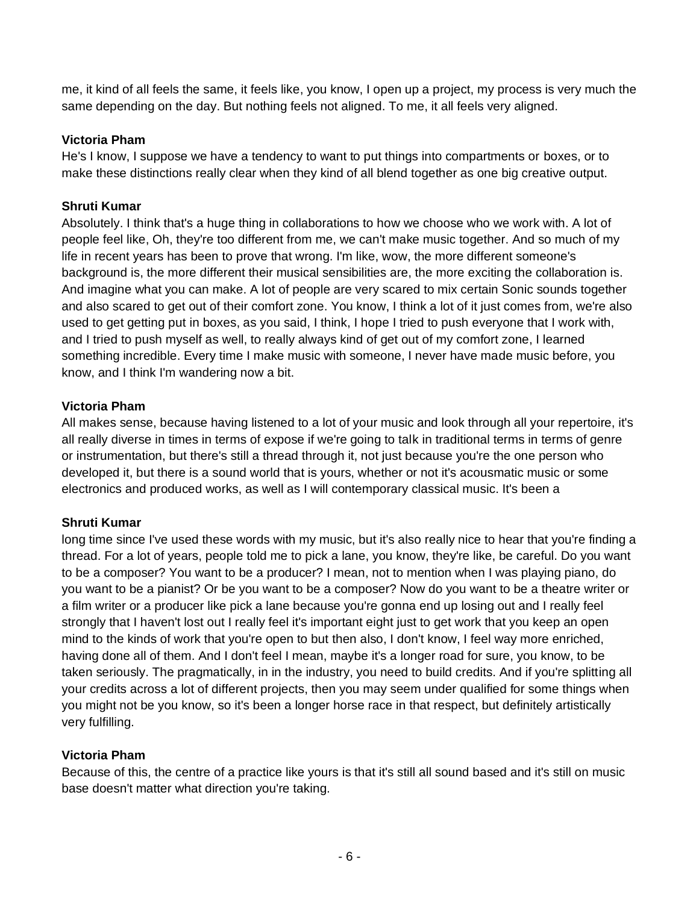me, it kind of all feels the same, it feels like, you know, I open up a project, my process is very much the same depending on the day. But nothing feels not aligned. To me, it all feels very aligned.

**Victoria Pham**
He's I know, I suppose we have a tendency to want to put things into compartments or boxes, or to make these distinctions really clear when they kind of all blend together as one big creative output.

**Shruti Kumar**
Absolutely. I think that's a huge thing in collaborations to how we choose who we work with. A lot of people feel like, Oh, they're too different from me, we can't make music together. And so much of my life in recent years has been to prove that wrong. I'm like, wow, the more different someone's background is, the more different their musical sensibilities are, the more exciting the collaboration is. And imagine what you can make. A lot of people are very scared to mix certain Sonic sounds together and also scared to get out of their comfort zone. You know, I think a lot of it just comes from, we're also used to get getting put in boxes, as you said, I think, I hope I tried to push everyone that I work with, and I tried to push myself as well, to really always kind of get out of my comfort zone, I learned something incredible. Every time I make music with someone, I never have made music before, you know, and I think I'm wandering now a bit.

**Victoria Pham**
All makes sense, because having listened to a lot of your music and look through all your repertoire, it's all really diverse in times in terms of expose if we're going to talk in traditional terms in terms of genre or instrumentation, but there's still a thread through it, not just because you're the one person who developed it, but there is a sound world that is yours, whether or not it's acousmatic music or some electronics and produced works, as well as I will contemporary classical music. It's been a

**Shruti Kumar**
long time since I've used these words with my music, but it's also really nice to hear that you're finding a thread. For a lot of years, people told me to pick a lane, you know, they're like, be careful. Do you want to be a composer? You want to be a producer? I mean, not to mention when I was playing piano, do you want to be a pianist? Or be you want to be a composer? Now do you want to be a theatre writer or a film writer or a producer like pick a lane because you're gonna end up losing out and I really feel strongly that I haven't lost out I really feel it's important eight just to get work that you keep an open mind to the kinds of work that you're open to but then also, I don't know, I feel way more enriched, having done all of them. And I don't feel I mean, maybe it's a longer road for sure, you know, to be taken seriously. The pragmatically, in in the industry, you need to build credits. And if you're splitting all your credits across a lot of different projects, then you may seem under qualified for some things when you might not be you know, so it's been a longer horse race in that respect, but definitely artistically very fulfilling.

**Victoria Pham**
Because of this, the centre of a practice like yours is that it's still all sound based and it's still on music base doesn't matter what direction you're taking.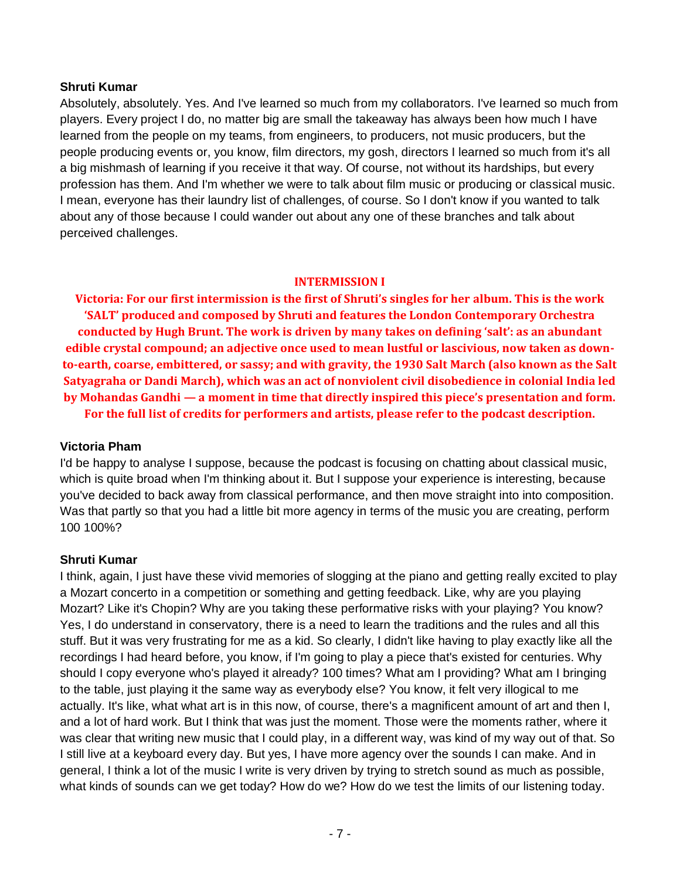**Shruti Kumar**

Absolutely, absolutely. Yes. And I've learned so much from my collaborators. I've learned so much from players. Every project I do, no matter big are small the takeaway has always been how much I have learned from the people on my teams, from engineers, to producers, not music producers, but the people producing events or, you know, film directors, my gosh, directors I learned so much from it's all a big mishmash of learning if you receive it that way. Of course, not without its hardships, but every profession has them. And I'm whether we were to talk about film music or producing or classical music. I mean, everyone has their laundry list of challenges, of course. So I don't know if you wanted to talk about any of those because I could wander out about any one of these branches and talk about perceived challenges.

**INTERMISSION I**

**Victoria: For our first intermission is the first of Shruti's singles for her album. This is the work 'SALT' produced and composed by Shruti and features the London Contemporary Orchestra conducted by Hugh Brunt. The work is driven by many takes on defining 'salt': as an abundant edible crystal compound; an adjective once used to mean lustful or lascivious, now taken as down-to-earth, coarse, embittered, or sassy; and with gravity, the 1930 Salt March (also known as the Salt Satyagraha or Dandi March), which was an act of nonviolent civil disobedience in colonial India led by Mohandas Gandhi — a moment in time that directly inspired this piece's presentation and form. For the full list of credits for performers and artists, please refer to the podcast description.**

**Victoria Pham**

I'd be happy to analyse I suppose, because the podcast is focusing on chatting about classical music, which is quite broad when I'm thinking about it. But I suppose your experience is interesting, because you've decided to back away from classical performance, and then move straight into into composition. Was that partly so that you had a little bit more agency in terms of the music you are creating, perform 100 100%?

**Shruti Kumar**

I think, again, I just have these vivid memories of slogging at the piano and getting really excited to play a Mozart concerto in a competition or something and getting feedback. Like, why are you playing Mozart? Like it's Chopin? Why are you taking these performative risks with your playing? You know? Yes, I do understand in conservatory, there is a need to learn the traditions and the rules and all this stuff. But it was very frustrating for me as a kid. So clearly, I didn't like having to play exactly like all the recordings I had heard before, you know, if I'm going to play a piece that's existed for centuries. Why should I copy everyone who's played it already? 100 times? What am I providing? What am I bringing to the table, just playing it the same way as everybody else? You know, it felt very illogical to me actually. It's like, what what art is in this now, of course, there's a magnificent amount of art and then I, and a lot of hard work. But I think that was just the moment. Those were the moments rather, where it was clear that writing new music that I could play, in a different way, was kind of my way out of that. So I still live at a keyboard every day. But yes, I have more agency over the sounds I can make. And in general, I think a lot of the music I write is very driven by trying to stretch sound as much as possible, what kinds of sounds can we get today? How do we? How do we test the limits of our listening today.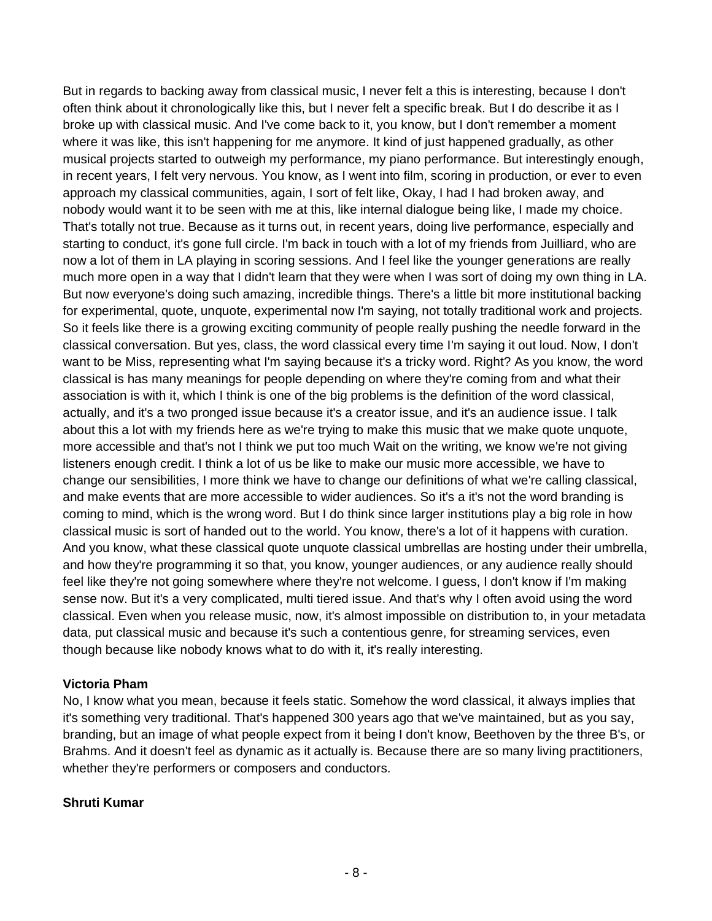But in regards to backing away from classical music, I never felt a this is interesting, because I don't often think about it chronologically like this, but I never felt a specific break. But I do describe it as I broke up with classical music. And I've come back to it, you know, but I don't remember a moment where it was like, this isn't happening for me anymore. It kind of just happened gradually, as other musical projects started to outweigh my performance, my piano performance. But interestingly enough, in recent years, I felt very nervous. You know, as I went into film, scoring in production, or ever to even approach my classical communities, again, I sort of felt like, Okay, I had I had broken away, and nobody would want it to be seen with me at this, like internal dialogue being like, I made my choice. That's totally not true. Because as it turns out, in recent years, doing live performance, especially and starting to conduct, it's gone full circle. I'm back in touch with a lot of my friends from Juilliard, who are now a lot of them in LA playing in scoring sessions. And I feel like the younger generations are really much more open in a way that I didn't learn that they were when I was sort of doing my own thing in LA. But now everyone's doing such amazing, incredible things. There's a little bit more institutional backing for experimental, quote, unquote, experimental now I'm saying, not totally traditional work and projects. So it feels like there is a growing exciting community of people really pushing the needle forward in the classical conversation. But yes, class, the word classical every time I'm saying it out loud. Now, I don't want to be Miss, representing what I'm saying because it's a tricky word. Right? As you know, the word classical is has many meanings for people depending on where they're coming from and what their association is with it, which I think is one of the big problems is the definition of the word classical, actually, and it's a two pronged issue because it's a creator issue, and it's an audience issue. I talk about this a lot with my friends here as we're trying to make this music that we make quote unquote, more accessible and that's not I think we put too much Wait on the writing, we know we're not giving listeners enough credit. I think a lot of us be like to make our music more accessible, we have to change our sensibilities, I more think we have to change our definitions of what we're calling classical, and make events that are more accessible to wider audiences. So it's a it's not the word branding is coming to mind, which is the wrong word. But I do think since larger institutions play a big role in how classical music is sort of handed out to the world. You know, there's a lot of it happens with curation. And you know, what these classical quote unquote classical umbrellas are hosting under their umbrella, and how they're programming it so that, you know, younger audiences, or any audience really should feel like they're not going somewhere where they're not welcome. I guess, I don't know if I'm making sense now. But it's a very complicated, multi tiered issue. And that's why I often avoid using the word classical. Even when you release music, now, it's almost impossible on distribution to, in your metadata data, put classical music and because it's such a contentious genre, for streaming services, even though because like nobody knows what to do with it, it's really interesting.

**Victoria Pham**

No, I know what you mean, because it feels static. Somehow the word classical, it always implies that it's something very traditional. That's happened 300 years ago that we've maintained, but as you say, branding, but an image of what people expect from it being I don't know, Beethoven by the three B's, or Brahms. And it doesn't feel as dynamic as it actually is. Because there are so many living practitioners, whether they're performers or composers and conductors.

**Shruti Kumar**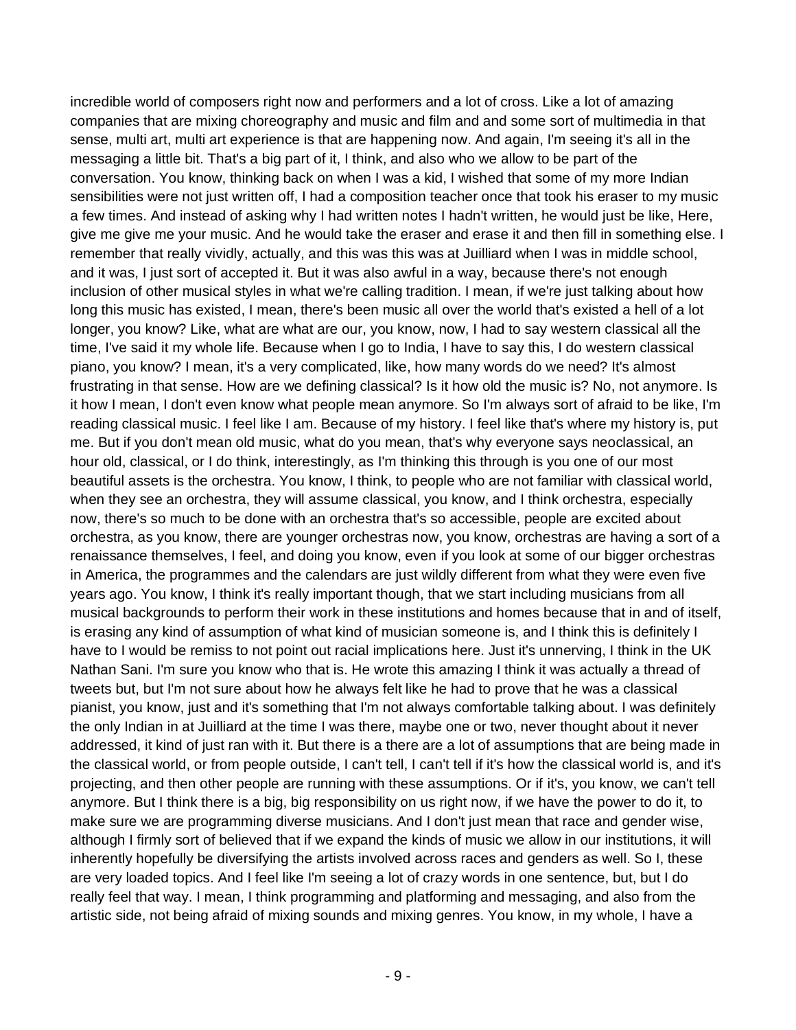incredible world of composers right now and performers and a lot of cross. Like a lot of amazing companies that are mixing choreography and music and film and and some sort of multimedia in that sense, multi art, multi art experience is that are happening now. And again, I'm seeing it's all in the messaging a little bit. That's a big part of it, I think, and also who we allow to be part of the conversation. You know, thinking back on when I was a kid, I wished that some of my more Indian sensibilities were not just written off, I had a composition teacher once that took his eraser to my music a few times. And instead of asking why I had written notes I hadn't written, he would just be like, Here, give me give me your music. And he would take the eraser and erase it and then fill in something else. I remember that really vividly, actually, and this was this was at Juilliard when I was in middle school, and it was, I just sort of accepted it. But it was also awful in a way, because there's not enough inclusion of other musical styles in what we're calling tradition. I mean, if we're just talking about how long this music has existed, I mean, there's been music all over the world that's existed a hell of a lot longer, you know? Like, what are what are our, you know, now, I had to say western classical all the time, I've said it my whole life. Because when I go to India, I have to say this, I do western classical piano, you know? I mean, it's a very complicated, like, how many words do we need? It's almost frustrating in that sense. How are we defining classical? Is it how old the music is? No, not anymore. Is it how I mean, I don't even know what people mean anymore. So I'm always sort of afraid to be like, I'm reading classical music. I feel like I am. Because of my history. I feel like that's where my history is, put me. But if you don't mean old music, what do you mean, that's why everyone says neoclassical, an hour old, classical, or I do think, interestingly, as I'm thinking this through is you one of our most beautiful assets is the orchestra. You know, I think, to people who are not familiar with classical world, when they see an orchestra, they will assume classical, you know, and I think orchestra, especially now, there's so much to be done with an orchestra that's so accessible, people are excited about orchestra, as you know, there are younger orchestras now, you know, orchestras are having a sort of a renaissance themselves, I feel, and doing you know, even if you look at some of our bigger orchestras in America, the programmes and the calendars are just wildly different from what they were even five years ago. You know, I think it's really important though, that we start including musicians from all musical backgrounds to perform their work in these institutions and homes because that in and of itself, is erasing any kind of assumption of what kind of musician someone is, and I think this is definitely I have to I would be remiss to not point out racial implications here. Just it's unnerving, I think in the UK Nathan Sani. I'm sure you know who that is. He wrote this amazing I think it was actually a thread of tweets but, but I'm not sure about how he always felt like he had to prove that he was a classical pianist, you know, just and it's something that I'm not always comfortable talking about. I was definitely the only Indian in at Juilliard at the time I was there, maybe one or two, never thought about it never addressed, it kind of just ran with it. But there is a there are a lot of assumptions that are being made in the classical world, or from people outside, I can't tell, I can't tell if it's how the classical world is, and it's projecting, and then other people are running with these assumptions. Or if it's, you know, we can't tell anymore. But I think there is a big, big responsibility on us right now, if we have the power to do it, to make sure we are programming diverse musicians. And I don't just mean that race and gender wise, although I firmly sort of believed that if we expand the kinds of music we allow in our institutions, it will inherently hopefully be diversifying the artists involved across races and genders as well. So I, these are very loaded topics. And I feel like I'm seeing a lot of crazy words in one sentence, but, but I do really feel that way. I mean, I think programming and platforming and messaging, and also from the artistic side, not being afraid of mixing sounds and mixing genres. You know, in my whole, I have a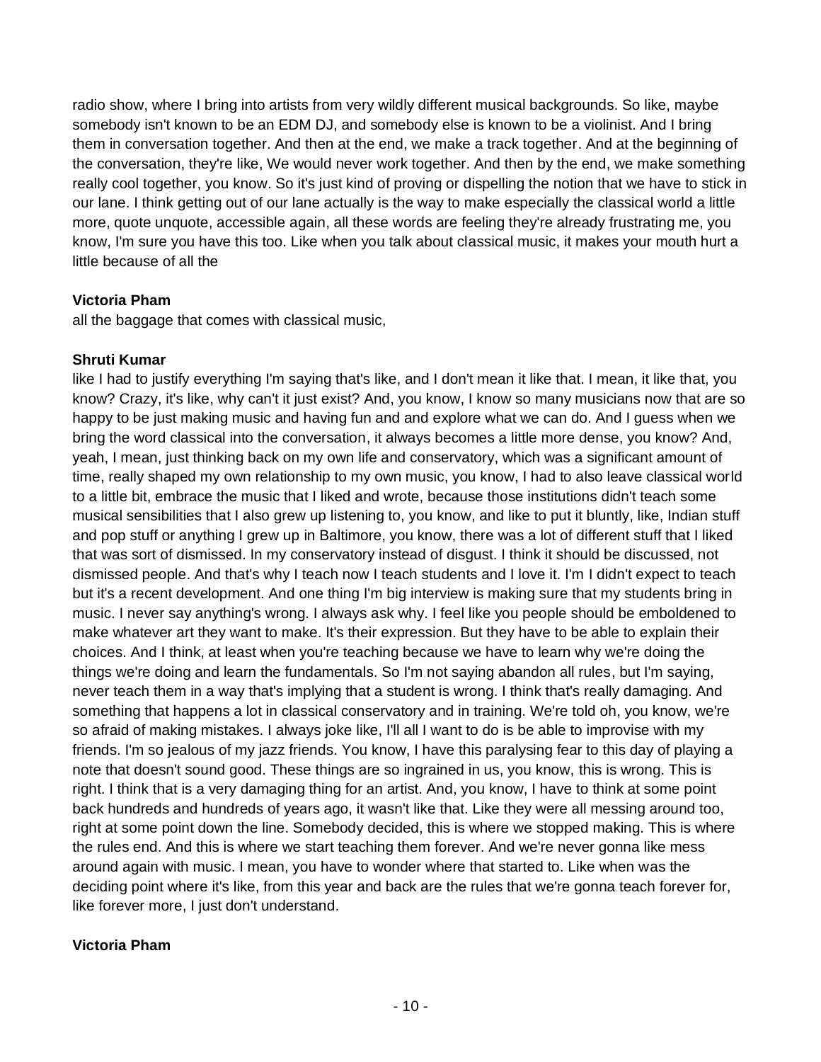radio show, where I bring into artists from very wildly different musical backgrounds. So like, maybe somebody isn't known to be an EDM DJ, and somebody else is known to be a violinist. And I bring them in conversation together. And then at the end, we make a track together. And at the beginning of the conversation, they're like, We would never work together. And then by the end, we make something really cool together, you know. So it's just kind of proving or dispelling the notion that we have to stick in our lane. I think getting out of our lane actually is the way to make especially the classical world a little more, quote unquote, accessible again, all these words are feeling they're already frustrating me, you know, I'm sure you have this too. Like when you talk about classical music, it makes your mouth hurt a little because of all the

**Victoria Pham**

all the baggage that comes with classical music,

**Shruti Kumar**

like I had to justify everything I'm saying that's like, and I don't mean it like that. I mean, it like that, you know? Crazy, it's like, why can't it just exist? And, you know, I know so many musicians now that are so happy to be just making music and having fun and and explore what we can do. And I guess when we bring the word classical into the conversation, it always becomes a little more dense, you know? And, yeah, I mean, just thinking back on my own life and conservatory, which was a significant amount of time, really shaped my own relationship to my own music, you know, I had to also leave classical world to a little bit, embrace the music that I liked and wrote, because those institutions didn't teach some musical sensibilities that I also grew up listening to, you know, and like to put it bluntly, like, Indian stuff and pop stuff or anything I grew up in Baltimore, you know, there was a lot of different stuff that I liked that was sort of dismissed. In my conservatory instead of disgust. I think it should be discussed, not dismissed people. And that's why I teach now I teach students and I love it. I'm I didn't expect to teach but it's a recent development. And one thing I'm big interview is making sure that my students bring in music. I never say anything's wrong. I always ask why. I feel like you people should be emboldened to make whatever art they want to make. It's their expression. But they have to be able to explain their choices. And I think, at least when you're teaching because we have to learn why we're doing the things we're doing and learn the fundamentals. So I'm not saying abandon all rules, but I'm saying, never teach them in a way that's implying that a student is wrong. I think that's really damaging. And something that happens a lot in classical conservatory and in training. We're told oh, you know, we're so afraid of making mistakes. I always joke like, I'll all I want to do is be able to improvise with my friends. I'm so jealous of my jazz friends. You know, I have this paralysing fear to this day of playing a note that doesn't sound good. These things are so ingrained in us, you know, this is wrong. This is right. I think that is a very damaging thing for an artist. And, you know, I have to think at some point back hundreds and hundreds of years ago, it wasn't like that. Like they were all messing around too, right at some point down the line. Somebody decided, this is where we stopped making. This is where the rules end. And this is where we start teaching them forever. And we're never gonna like mess around again with music. I mean, you have to wonder where that started to. Like when was the deciding point where it's like, from this year and back are the rules that we're gonna teach forever for, like forever more, I just don't understand.

**Victoria Pham**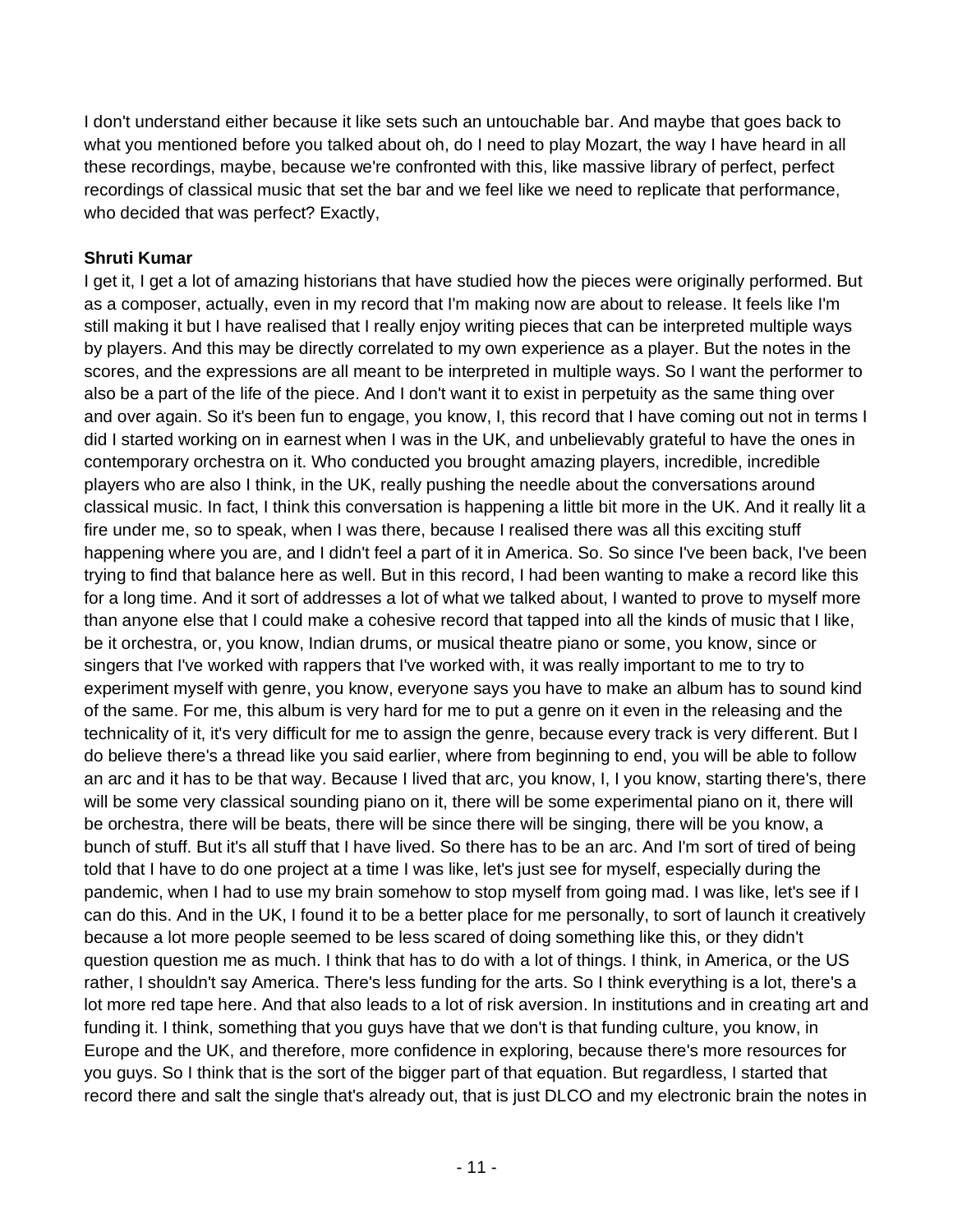I don't understand either because it like sets such an untouchable bar. And maybe that goes back to what you mentioned before you talked about oh, do I need to play Mozart, the way I have heard in all these recordings, maybe, because we're confronted with this, like massive library of perfect, perfect recordings of classical music that set the bar and we feel like we need to replicate that performance, who decided that was perfect? Exactly,

**Shruti Kumar**

I get it, I get a lot of amazing historians that have studied how the pieces were originally performed. But as a composer, actually, even in my record that I'm making now are about to release. It feels like I'm still making it but I have realised that I really enjoy writing pieces that can be interpreted multiple ways by players. And this may be directly correlated to my own experience as a player. But the notes in the scores, and the expressions are all meant to be interpreted in multiple ways. So I want the performer to also be a part of the life of the piece. And I don't want it to exist in perpetuity as the same thing over and over again. So it's been fun to engage, you know, I, this record that I have coming out not in terms I did I started working on in earnest when I was in the UK, and unbelievably grateful to have the ones in contemporary orchestra on it. Who conducted you brought amazing players, incredible, incredible players who are also I think, in the UK, really pushing the needle about the conversations around classical music. In fact, I think this conversation is happening a little bit more in the UK. And it really lit a fire under me, so to speak, when I was there, because I realised there was all this exciting stuff happening where you are, and I didn't feel a part of it in America. So. So since I've been back, I've been trying to find that balance here as well. But in this record, I had been wanting to make a record like this for a long time. And it sort of addresses a lot of what we talked about, I wanted to prove to myself more than anyone else that I could make a cohesive record that tapped into all the kinds of music that I like, be it orchestra, or, you know, Indian drums, or musical theatre piano or some, you know, since or singers that I've worked with rappers that I've worked with, it was really important to me to try to experiment myself with genre, you know, everyone says you have to make an album has to sound kind of the same. For me, this album is very hard for me to put a genre on it even in the releasing and the technicality of it, it's very difficult for me to assign the genre, because every track is very different. But I do believe there's a thread like you said earlier, where from beginning to end, you will be able to follow an arc and it has to be that way. Because I lived that arc, you know, I, I you know, starting there's, there will be some very classical sounding piano on it, there will be some experimental piano on it, there will be orchestra, there will be beats, there will be since there will be singing, there will be you know, a bunch of stuff. But it's all stuff that I have lived. So there has to be an arc. And I'm sort of tired of being told that I have to do one project at a time I was like, let's just see for myself, especially during the pandemic, when I had to use my brain somehow to stop myself from going mad. I was like, let's see if I can do this. And in the UK, I found it to be a better place for me personally, to sort of launch it creatively because a lot more people seemed to be less scared of doing something like this, or they didn't question question me as much. I think that has to do with a lot of things. I think, in America, or the US rather, I shouldn't say America. There's less funding for the arts. So I think everything is a lot, there's a lot more red tape here. And that also leads to a lot of risk aversion. In institutions and in creating art and funding it. I think, something that you guys have that we don't is that funding culture, you know, in Europe and the UK, and therefore, more confidence in exploring, because there's more resources for you guys. So I think that is the sort of the bigger part of that equation. But regardless, I started that record there and salt the single that's already out, that is just DLCO and my electronic brain the notes in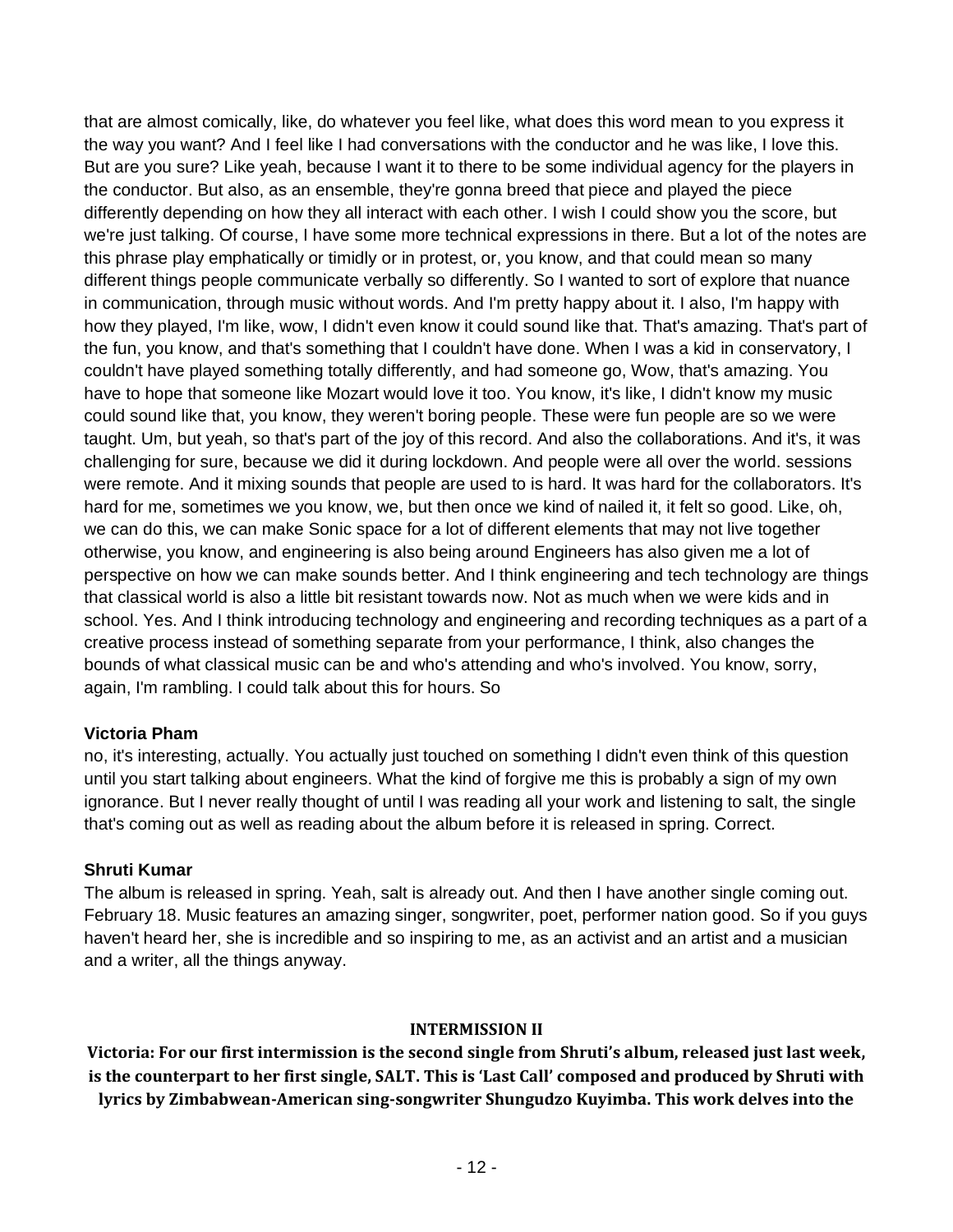that are almost comically, like, do whatever you feel like, what does this word mean to you express it the way you want? And I feel like I had conversations with the conductor and he was like, I love this. But are you sure? Like yeah, because I want it to there to be some individual agency for the players in the conductor. But also, as an ensemble, they're gonna breed that piece and played the piece differently depending on how they all interact with each other. I wish I could show you the score, but we're just talking. Of course, I have some more technical expressions in there. But a lot of the notes are this phrase play emphatically or timidly or in protest, or, you know, and that could mean so many different things people communicate verbally so differently. So I wanted to sort of explore that nuance in communication, through music without words. And I'm pretty happy about it. I also, I'm happy with how they played, I'm like, wow, I didn't even know it could sound like that. That's amazing. That's part of the fun, you know, and that's something that I couldn't have done. When I was a kid in conservatory, I couldn't have played something totally differently, and had someone go, Wow, that's amazing. You have to hope that someone like Mozart would love it too. You know, it's like, I didn't know my music could sound like that, you know, they weren't boring people. These were fun people are so we were taught. Um, but yeah, so that's part of the joy of this record. And also the collaborations. And it's, it was challenging for sure, because we did it during lockdown. And people were all over the world. sessions were remote. And it mixing sounds that people are used to is hard. It was hard for the collaborators. It's hard for me, sometimes we you know, we, but then once we kind of nailed it, it felt so good. Like, oh, we can do this, we can make Sonic space for a lot of different elements that may not live together otherwise, you know, and engineering is also being around Engineers has also given me a lot of perspective on how we can make sounds better. And I think engineering and tech technology are things that classical world is also a little bit resistant towards now. Not as much when we were kids and in school. Yes. And I think introducing technology and engineering and recording techniques as a part of a creative process instead of something separate from your performance, I think, also changes the bounds of what classical music can be and who's attending and who's involved. You know, sorry, again, I'm rambling. I could talk about this for hours. So

**Victoria Pham**

no, it's interesting, actually. You actually just touched on something I didn't even think of this question until you start talking about engineers. What the kind of forgive me this is probably a sign of my own ignorance. But I never really thought of until I was reading all your work and listening to salt, the single that's coming out as well as reading about the album before it is released in spring. Correct.

**Shruti Kumar**

The album is released in spring. Yeah, salt is already out. And then I have another single coming out. February 18. Music features an amazing singer, songwriter, poet, performer nation good. So if you guys haven't heard her, she is incredible and so inspiring to me, as an activist and an artist and a musician and a writer, all the things anyway.

**INTERMISSION II**

**Victoria: For our first intermission is the second single from Shruti's album, released just last week, is the counterpart to her first single, SALT. This is 'Last Call' composed and produced by Shruti with lyrics by Zimbabwean-American sing-songwriter Shungudzo Kuyimba. This work delves into the**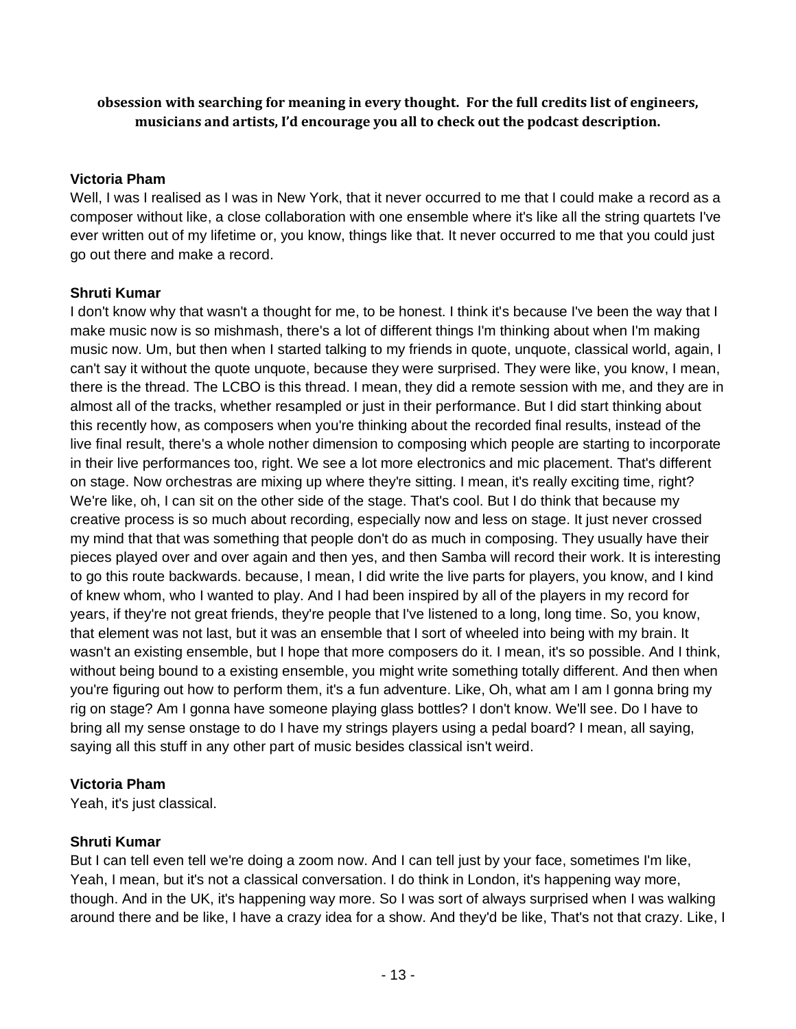**obsession with searching for meaning in every thought. For the full credits list of engineers, musicians and artists, I'd encourage you all to check out the podcast description.**

**Victoria Pham**

Well, I was I realised as I was in New York, that it never occurred to me that I could make a record as a composer without like, a close collaboration with one ensemble where it's like all the string quartets I've ever written out of my lifetime or, you know, things like that. It never occurred to me that you could just go out there and make a record.

**Shruti Kumar**

I don't know why that wasn't a thought for me, to be honest. I think it's because I've been the way that I make music now is so mishmash, there's a lot of different things I'm thinking about when I'm making music now. Um, but then when I started talking to my friends in quote, unquote, classical world, again, I can't say it without the quote unquote, because they were surprised. They were like, you know, I mean, there is the thread. The LCBO is this thread. I mean, they did a remote session with me, and they are in almost all of the tracks, whether resampled or just in their performance. But I did start thinking about this recently how, as composers when you're thinking about the recorded final results, instead of the live final result, there's a whole nother dimension to composing which people are starting to incorporate in their live performances too, right. We see a lot more electronics and mic placement. That's different on stage. Now orchestras are mixing up where they're sitting. I mean, it's really exciting time, right? We're like, oh, I can sit on the other side of the stage. That's cool. But I do think that because my creative process is so much about recording, especially now and less on stage. It just never crossed my mind that that was something that people don't do as much in composing. They usually have their pieces played over and over again and then yes, and then Samba will record their work. It is interesting to go this route backwards. because, I mean, I did write the live parts for players, you know, and I kind of knew whom, who I wanted to play. And I had been inspired by all of the players in my record for years, if they're not great friends, they're people that I've listened to a long, long time. So, you know, that element was not last, but it was an ensemble that I sort of wheeled into being with my brain. It wasn't an existing ensemble, but I hope that more composers do it. I mean, it's so possible. And I think, without being bound to a existing ensemble, you might write something totally different. And then when you're figuring out how to perform them, it's a fun adventure. Like, Oh, what am I am I gonna bring my rig on stage? Am I gonna have someone playing glass bottles? I don't know. We'll see. Do I have to bring all my sense onstage to do I have my strings players using a pedal board? I mean, all saying, saying all this stuff in any other part of music besides classical isn't weird.

**Victoria Pham**

Yeah, it's just classical.

**Shruti Kumar**

But I can tell even tell we're doing a zoom now. And I can tell just by your face, sometimes I'm like, Yeah, I mean, but it's not a classical conversation. I do think in London, it's happening way more, though. And in the UK, it's happening way more. So I was sort of always surprised when I was walking around there and be like, I have a crazy idea for a show. And they'd be like, That's not that crazy. Like, I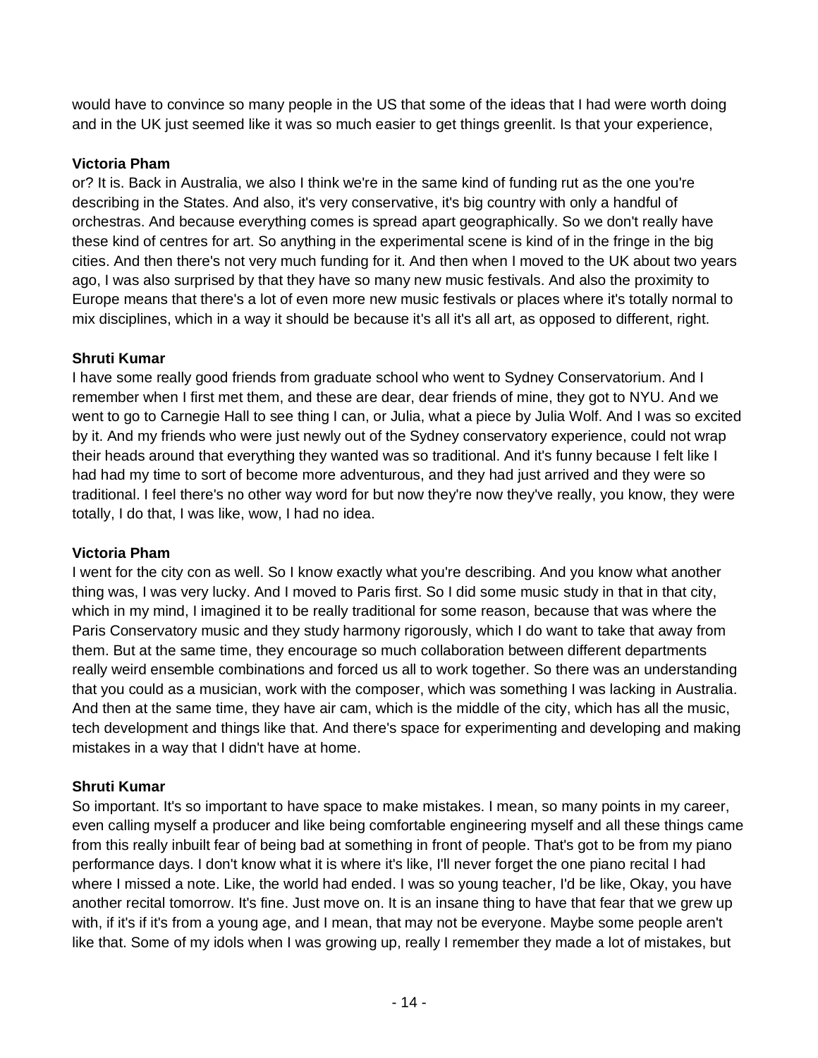would have to convince so many people in the US that some of the ideas that I had were worth doing and in the UK just seemed like it was so much easier to get things greenlit. Is that your experience,

**Victoria Pham**

or? It is. Back in Australia, we also I think we're in the same kind of funding rut as the one you're describing in the States. And also, it's very conservative, it's big country with only a handful of orchestras. And because everything comes is spread apart geographically. So we don't really have these kind of centres for art. So anything in the experimental scene is kind of in the fringe in the big cities. And then there's not very much funding for it. And then when I moved to the UK about two years ago, I was also surprised by that they have so many new music festivals. And also the proximity to Europe means that there's a lot of even more new music festivals or places where it's totally normal to mix disciplines, which in a way it should be because it's all it's all art, as opposed to different, right.

**Shruti Kumar**

I have some really good friends from graduate school who went to Sydney Conservatorium. And I remember when I first met them, and these are dear, dear friends of mine, they got to NYU. And we went to go to Carnegie Hall to see thing I can, or Julia, what a piece by Julia Wolf. And I was so excited by it. And my friends who were just newly out of the Sydney conservatory experience, could not wrap their heads around that everything they wanted was so traditional. And it's funny because I felt like I had had my time to sort of become more adventurous, and they had just arrived and they were so traditional. I feel there's no other way word for but now they're now they've really, you know, they were totally, I do that, I was like, wow, I had no idea.

**Victoria Pham**

I went for the city con as well. So I know exactly what you're describing. And you know what another thing was, I was very lucky. And I moved to Paris first. So I did some music study in that in that city, which in my mind, I imagined it to be really traditional for some reason, because that was where the Paris Conservatory music and they study harmony rigorously, which I do want to take that away from them. But at the same time, they encourage so much collaboration between different departments really weird ensemble combinations and forced us all to work together. So there was an understanding that you could as a musician, work with the composer, which was something I was lacking in Australia. And then at the same time, they have air cam, which is the middle of the city, which has all the music, tech development and things like that. And there's space for experimenting and developing and making mistakes in a way that I didn't have at home.

**Shruti Kumar**

So important. It's so important to have space to make mistakes. I mean, so many points in my career, even calling myself a producer and like being comfortable engineering myself and all these things came from this really inbuilt fear of being bad at something in front of people. That's got to be from my piano performance days. I don't know what it is where it's like, I'll never forget the one piano recital I had where I missed a note. Like, the world had ended. I was so young teacher, I'd be like, Okay, you have another recital tomorrow. It's fine. Just move on. It is an insane thing to have that fear that we grew up with, if it's if it's from a young age, and I mean, that may not be everyone. Maybe some people aren't like that. Some of my idols when I was growing up, really I remember they made a lot of mistakes, but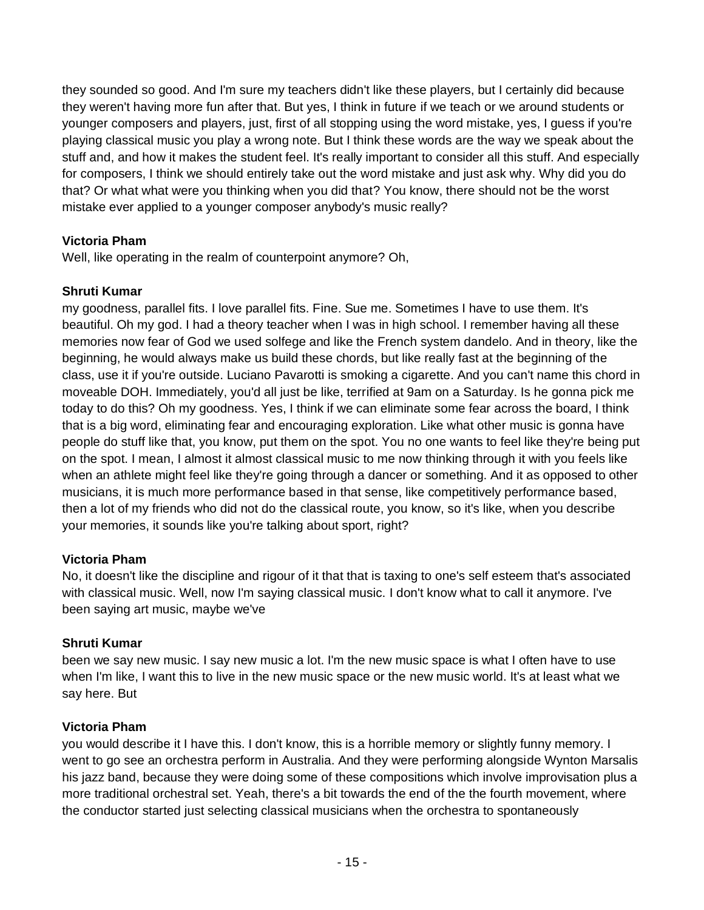they sounded so good. And I'm sure my teachers didn't like these players, but I certainly did because they weren't having more fun after that. But yes, I think in future if we teach or we around students or younger composers and players, just, first of all stopping using the word mistake, yes, I guess if you're playing classical music you play a wrong note. But I think these words are the way we speak about the stuff and, and how it makes the student feel. It's really important to consider all this stuff. And especially for composers, I think we should entirely take out the word mistake and just ask why. Why did you do that? Or what what were you thinking when you did that? You know, there should not be the worst mistake ever applied to a younger composer anybody's music really?

**Victoria Pham**
Well, like operating in the realm of counterpoint anymore? Oh,

**Shruti Kumar**
my goodness, parallel fits. I love parallel fits. Fine. Sue me. Sometimes I have to use them. It's beautiful. Oh my god. I had a theory teacher when I was in high school. I remember having all these memories now fear of God we used solfege and like the French system dandelo. And in theory, like the beginning, he would always make us build these chords, but like really fast at the beginning of the class, use it if you're outside. Luciano Pavarotti is smoking a cigarette. And you can't name this chord in moveable DOH. Immediately, you'd all just be like, terrified at 9am on a Saturday. Is he gonna pick me today to do this? Oh my goodness. Yes, I think if we can eliminate some fear across the board, I think that is a big word, eliminating fear and encouraging exploration. Like what other music is gonna have people do stuff like that, you know, put them on the spot. You no one wants to feel like they're being put on the spot. I mean, I almost it almost classical music to me now thinking through it with you feels like when an athlete might feel like they're going through a dancer or something. And it as opposed to other musicians, it is much more performance based in that sense, like competitively performance based, then a lot of my friends who did not do the classical route, you know, so it's like, when you describe your memories, it sounds like you're talking about sport, right?

**Victoria Pham**
No, it doesn't like the discipline and rigour of it that that is taxing to one's self esteem that's associated with classical music. Well, now I'm saying classical music. I don't know what to call it anymore. I've been saying art music, maybe we've

**Shruti Kumar**
been we say new music. I say new music a lot. I'm the new music space is what I often have to use when I'm like, I want this to live in the new music space or the new music world. It's at least what we say here. But

**Victoria Pham**
you would describe it I have this. I don't know, this is a horrible memory or slightly funny memory. I went to go see an orchestra perform in Australia. And they were performing alongside Wynton Marsalis his jazz band, because they were doing some of these compositions which involve improvisation plus a more traditional orchestral set. Yeah, there's a bit towards the end of the the fourth movement, where the conductor started just selecting classical musicians when the orchestra to spontaneously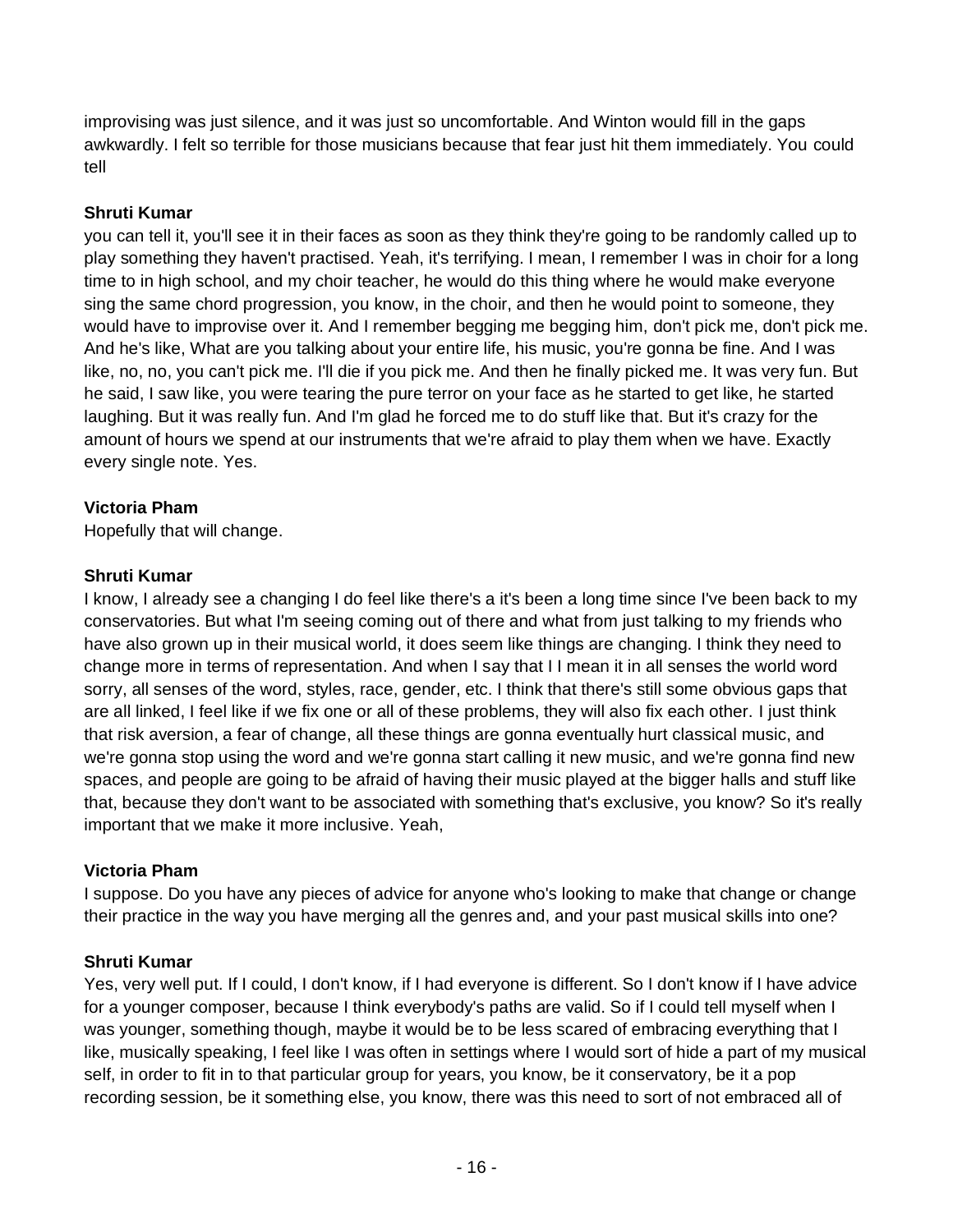improvising was just silence, and it was just so uncomfortable. And Winton would fill in the gaps awkwardly. I felt so terrible for those musicians because that fear just hit them immediately. You could tell

**Shruti Kumar**
you can tell it, you'll see it in their faces as soon as they think they're going to be randomly called up to play something they haven't practised. Yeah, it's terrifying. I mean, I remember I was in choir for a long time to in high school, and my choir teacher, he would do this thing where he would make everyone sing the same chord progression, you know, in the choir, and then he would point to someone, they would have to improvise over it. And I remember begging me begging him, don't pick me, don't pick me. And he's like, What are you talking about your entire life, his music, you're gonna be fine. And I was like, no, no, you can't pick me. I'll die if you pick me. And then he finally picked me. It was very fun. But he said, I saw like, you were tearing the pure terror on your face as he started to get like, he started laughing. But it was really fun. And I'm glad he forced me to do stuff like that. But it's crazy for the amount of hours we spend at our instruments that we're afraid to play them when we have. Exactly every single note. Yes.

**Victoria Pham**
Hopefully that will change.

**Shruti Kumar**
I know, I already see a changing I do feel like there's a it's been a long time since I've been back to my conservatories. But what I'm seeing coming out of there and what from just talking to my friends who have also grown up in their musical world, it does seem like things are changing. I think they need to change more in terms of representation. And when I say that I I mean it in all senses the world word sorry, all senses of the word, styles, race, gender, etc. I think that there's still some obvious gaps that are all linked, I feel like if we fix one or all of these problems, they will also fix each other. I just think that risk aversion, a fear of change, all these things are gonna eventually hurt classical music, and we're gonna stop using the word and we're gonna start calling it new music, and we're gonna find new spaces, and people are going to be afraid of having their music played at the bigger halls and stuff like that, because they don't want to be associated with something that's exclusive, you know? So it's really important that we make it more inclusive. Yeah,

**Victoria Pham**
I suppose. Do you have any pieces of advice for anyone who's looking to make that change or change their practice in the way you have merging all the genres and, and your past musical skills into one?

**Shruti Kumar**
Yes, very well put. If I could, I don't know, if I had everyone is different. So I don't know if I have advice for a younger composer, because I think everybody's paths are valid. So if I could tell myself when I was younger, something though, maybe it would be to be less scared of embracing everything that I like, musically speaking, I feel like I was often in settings where I would sort of hide a part of my musical self, in order to fit in to that particular group for years, you know, be it conservatory, be it a pop recording session, be it something else, you know, there was this need to sort of not embraced all of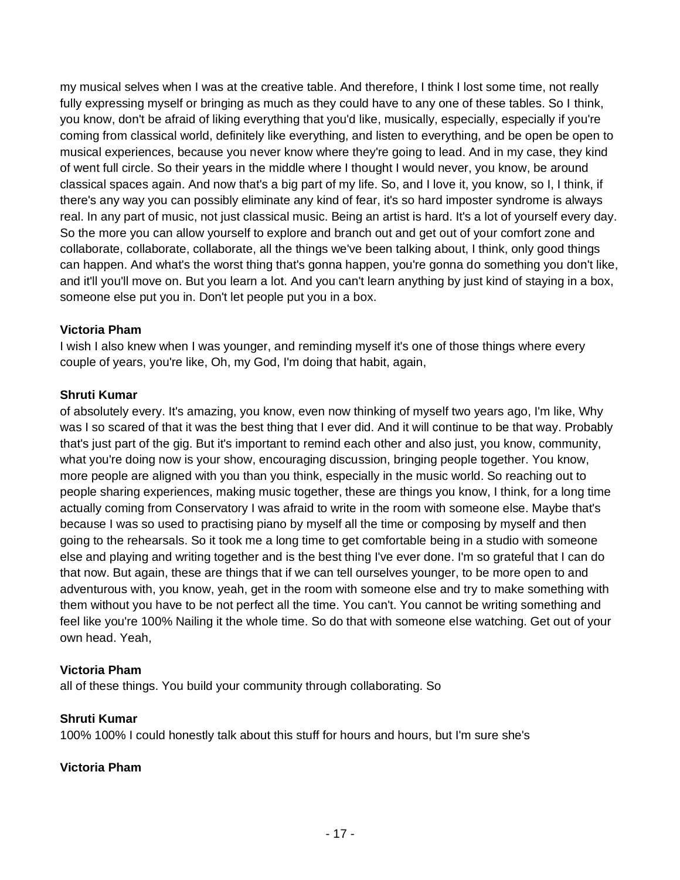my musical selves when I was at the creative table. And therefore, I think I lost some time, not really fully expressing myself or bringing as much as they could have to any one of these tables. So I think, you know, don't be afraid of liking everything that you'd like, musically, especially, especially if you're coming from classical world, definitely like everything, and listen to everything, and be open be open to musical experiences, because you never know where they're going to lead. And in my case, they kind of went full circle. So their years in the middle where I thought I would never, you know, be around classical spaces again. And now that's a big part of my life. So, and I love it, you know, so I, I think, if there's any way you can possibly eliminate any kind of fear, it's so hard imposter syndrome is always real. In any part of music, not just classical music. Being an artist is hard. It's a lot of yourself every day. So the more you can allow yourself to explore and branch out and get out of your comfort zone and collaborate, collaborate, collaborate, all the things we've been talking about, I think, only good things can happen. And what's the worst thing that's gonna happen, you're gonna do something you don't like, and it'll you'll move on. But you learn a lot. And you can't learn anything by just kind of staying in a box, someone else put you in. Don't let people put you in a box.

**Victoria Pham**

I wish I also knew when I was younger, and reminding myself it's one of those things where every couple of years, you're like, Oh, my God, I'm doing that habit, again,

**Shruti Kumar**

of absolutely every. It's amazing, you know, even now thinking of myself two years ago, I'm like, Why was I so scared of that it was the best thing that I ever did. And it will continue to be that way. Probably that's just part of the gig. But it's important to remind each other and also just, you know, community, what you're doing now is your show, encouraging discussion, bringing people together. You know, more people are aligned with you than you think, especially in the music world. So reaching out to people sharing experiences, making music together, these are things you know, I think, for a long time actually coming from Conservatory I was afraid to write in the room with someone else. Maybe that's because I was so used to practising piano by myself all the time or composing by myself and then going to the rehearsals. So it took me a long time to get comfortable being in a studio with someone else and playing and writing together and is the best thing I've ever done. I'm so grateful that I can do that now. But again, these are things that if we can tell ourselves younger, to be more open to and adventurous with, you know, yeah, get in the room with someone else and try to make something with them without you have to be not perfect all the time. You can't. You cannot be writing something and feel like you're 100% Nailing it the whole time. So do that with someone else watching. Get out of your own head. Yeah,

**Victoria Pham**

all of these things. You build your community through collaborating. So

**Shruti Kumar**

100% 100% I could honestly talk about this stuff for hours and hours, but I'm sure she's

**Victoria Pham**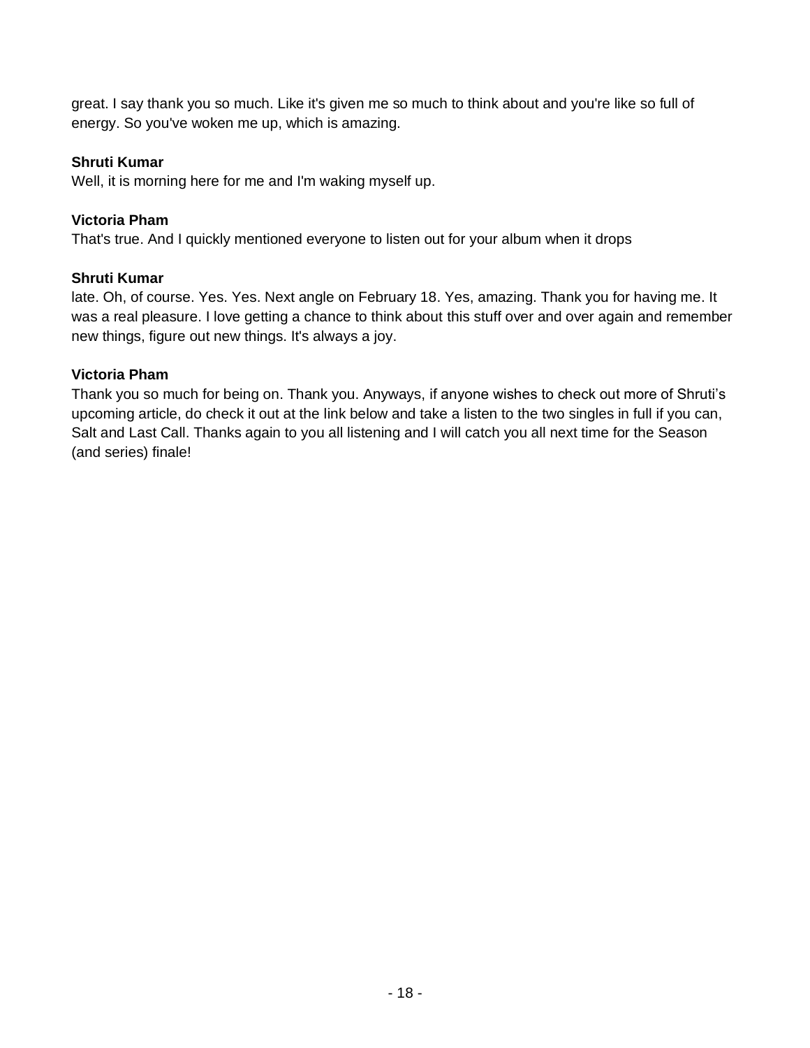great. I say thank you so much. Like it's given me so much to think about and you're like so full of energy. So you've woken me up, which is amazing.

**Shruti Kumar**
Well, it is morning here for me and I'm waking myself up.

**Victoria Pham**
That's true. And I quickly mentioned everyone to listen out for your album when it drops

**Shruti Kumar**
late. Oh, of course. Yes. Yes. Next angle on February 18. Yes, amazing. Thank you for having me. It was a real pleasure. I love getting a chance to think about this stuff over and over again and remember new things, figure out new things. It's always a joy.

**Victoria Pham**
Thank you so much for being on. Thank you. Anyways, if anyone wishes to check out more of Shruti's upcoming article, do check it out at the link below and take a listen to the two singles in full if you can, Salt and Last Call. Thanks again to you all listening and I will catch you all next time for the Season (and series) finale!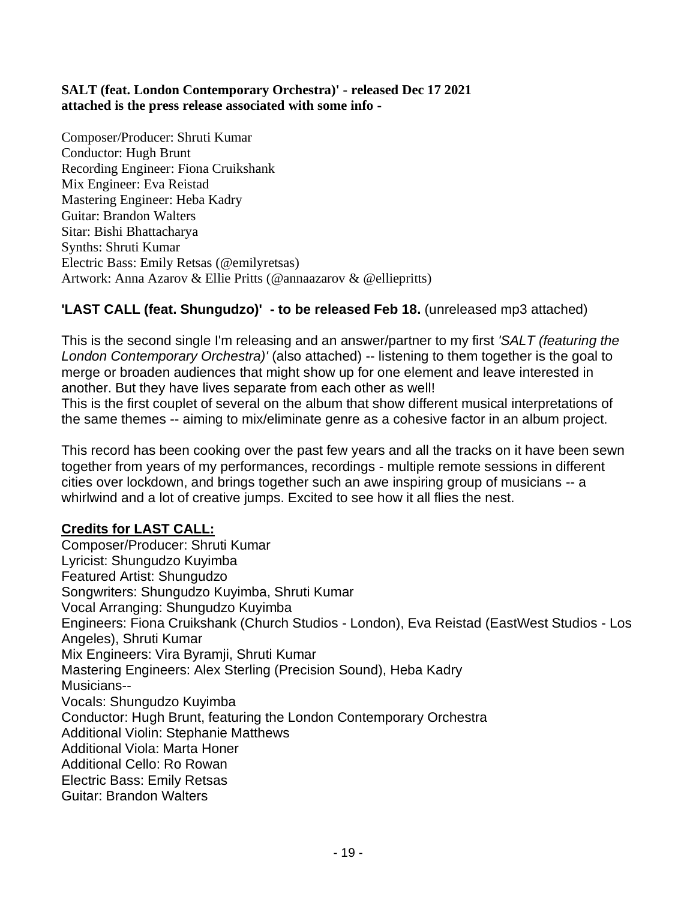**SALT (feat. London Contemporary Orchestra)' - released Dec 17 2021**
**attached is the press release associated with some info -**

Composer/Producer: Shruti Kumar
Conductor: Hugh Brunt
Recording Engineer: Fiona Cruikshank
Mix Engineer: Eva Reistad
Mastering Engineer: Heba Kadry
Guitar: Brandon Walters
Sitar: Bishi Bhattacharya
Synths: Shruti Kumar
Electric Bass: Emily Retsas (@emilyretsas)
Artwork: Anna Azarov & Ellie Pritts (@annaazarov & @elliepritts)

**'LAST CALL (feat. Shungudzo)' - to be released Feb 18.** (unreleased mp3 attached)

This is the second single I'm releasing and an answer/partner to my first *'SALT (featuring the London Contemporary Orchestra)'* (also attached) -- listening to them together is the goal to merge or broaden audiences that might show up for one element and leave interested in another. But they have lives separate from each other as well!
This is the first couplet of several on the album that show different musical interpretations of the same themes -- aiming to mix/eliminate genre as a cohesive factor in an album project.

This record has been cooking over the past few years and all the tracks on it have been sewn together from years of my performances, recordings - multiple remote sessions in different cities over lockdown, and brings together such an awe inspiring group of musicians -- a whirlwind and a lot of creative jumps. Excited to see how it all flies the nest.

**Credits for LAST CALL:**
Composer/Producer: Shruti Kumar
Lyricist: Shungudzo Kuyimba
Featured Artist: Shungudzo
Songwriters: Shungudzo Kuyimba, Shruti Kumar
Vocal Arranging: Shungudzo Kuyimba
Engineers: Fiona Cruikshank (Church Studios - London), Eva Reistad (EastWest Studios - Los Angeles), Shruti Kumar
Mix Engineers: Vira Byramji, Shruti Kumar
Mastering Engineers: Alex Sterling (Precision Sound), Heba Kadry
Musicians--
Vocals: Shungudzo Kuyimba
Conductor: Hugh Brunt, featuring the London Contemporary Orchestra
Additional Violin: Stephanie Matthews
Additional Viola: Marta Honer
Additional Cello: Ro Rowan
Electric Bass: Emily Retsas
Guitar: Brandon Walters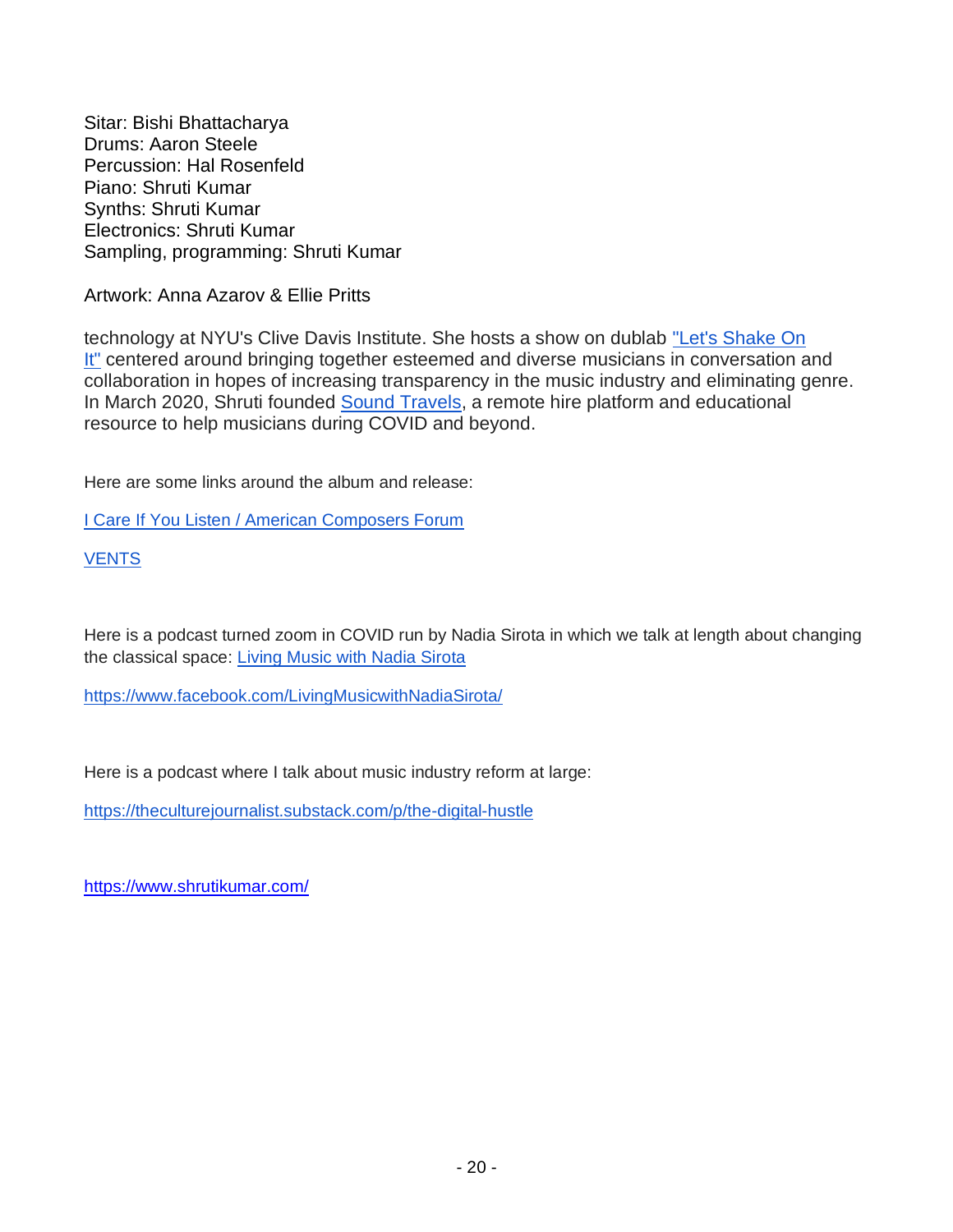Sitar: Bishi Bhattacharya
Drums: Aaron Steele
Percussion: Hal Rosenfeld
Piano: Shruti Kumar
Synths: Shruti Kumar
Electronics: Shruti Kumar
Sampling, programming: Shruti Kumar

Artwork: Anna Azarov & Ellie Pritts

technology at NYU's Clive Davis Institute. She hosts a show on dublab "Let's Shake On It" centered around bringing together esteemed and diverse musicians in conversation and collaboration in hopes of increasing transparency in the music industry and eliminating genre. In March 2020, Shruti founded Sound Travels, a remote hire platform and educational resource to help musicians during COVID and beyond.

Here are some links around the album and release:

I Care If You Listen / American Composers Forum

VENTS

Here is a podcast turned zoom in COVID run by Nadia Sirota in which we talk at length about changing the classical space: Living Music with Nadia Sirota

https://www.facebook.com/LivingMusicwithNadiaSirota/

Here is a podcast where I talk about music industry reform at large:

https://theculturejournalist.substack.com/p/the-digital-hustle

https://www.shrutikumar.com/